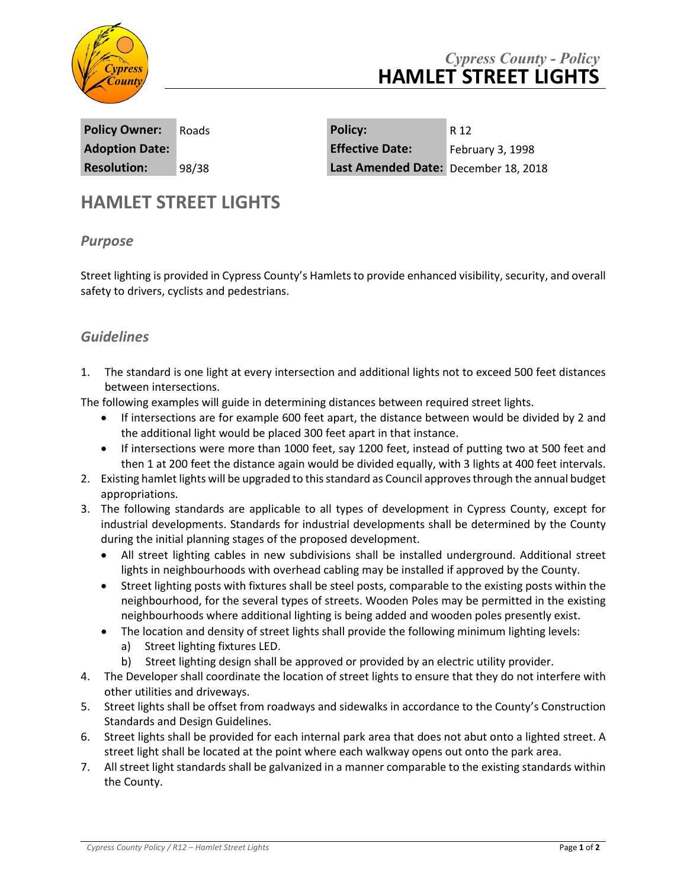*Cypress County - Policy*

# HAMLET STREET LIGHTS

| Policy Owner: | Roads | Policy: | R 12 |
|---|---|---|---|
| Adoption Date: | | Effective Date: | February 3, 1998 |
| Resolution: | 98/38 | Last Amended Date: | December 18, 2018 |

## HAMLET STREET LIGHTS

### *Purpose*

Street lighting is provided in Cypress County's Hamlets to provide enhanced visibility, security, and overall safety to drivers, cyclists and pedestrians.

### *Guidelines*

1. The standard is one light at every intersection and additional lights not to exceed 500 feet distances between intersections.

The following examples will guide in determining distances between required street lights.

- If intersections are for example 600 feet apart, the distance between would be divided by 2 and the additional light would be placed 300 feet apart in that instance.
- If intersections were more than 1000 feet, say 1200 feet, instead of putting two at 500 feet and then 1 at 200 feet the distance again would be divided equally, with 3 lights at 400 feet intervals.

2. Existing hamlet lights will be upgraded to this standard as Council approves through the annual budget appropriations.
3. The following standards are applicable to all types of development in Cypress County, except for industrial developments. Standards for industrial developments shall be determined by the County during the initial planning stages of the proposed development.
   - All street lighting cables in new subdivisions shall be installed underground. Additional street lights in neighbourhoods with overhead cabling may be installed if approved by the County.
   - Street lighting posts with fixtures shall be steel posts, comparable to the existing posts within the neighbourhood, for the several types of streets. Wooden Poles may be permitted in the existing neighbourhoods where additional lighting is being added and wooden poles presently exist.
   - The location and density of street lights shall provide the following minimum lighting levels:
     a) Street lighting fixtures LED.
     b) Street lighting design shall be approved or provided by an electric utility provider.
4. The Developer shall coordinate the location of street lights to ensure that they do not interfere with other utilities and driveways.
5. Street lights shall be offset from roadways and sidewalks in accordance to the County's Construction Standards and Design Guidelines.
6. Street lights shall be provided for each internal park area that does not abut onto a lighted street. A street light shall be located at the point where each walkway opens out onto the park area.
7. All street light standards shall be galvanized in a manner comparable to the existing standards within the County.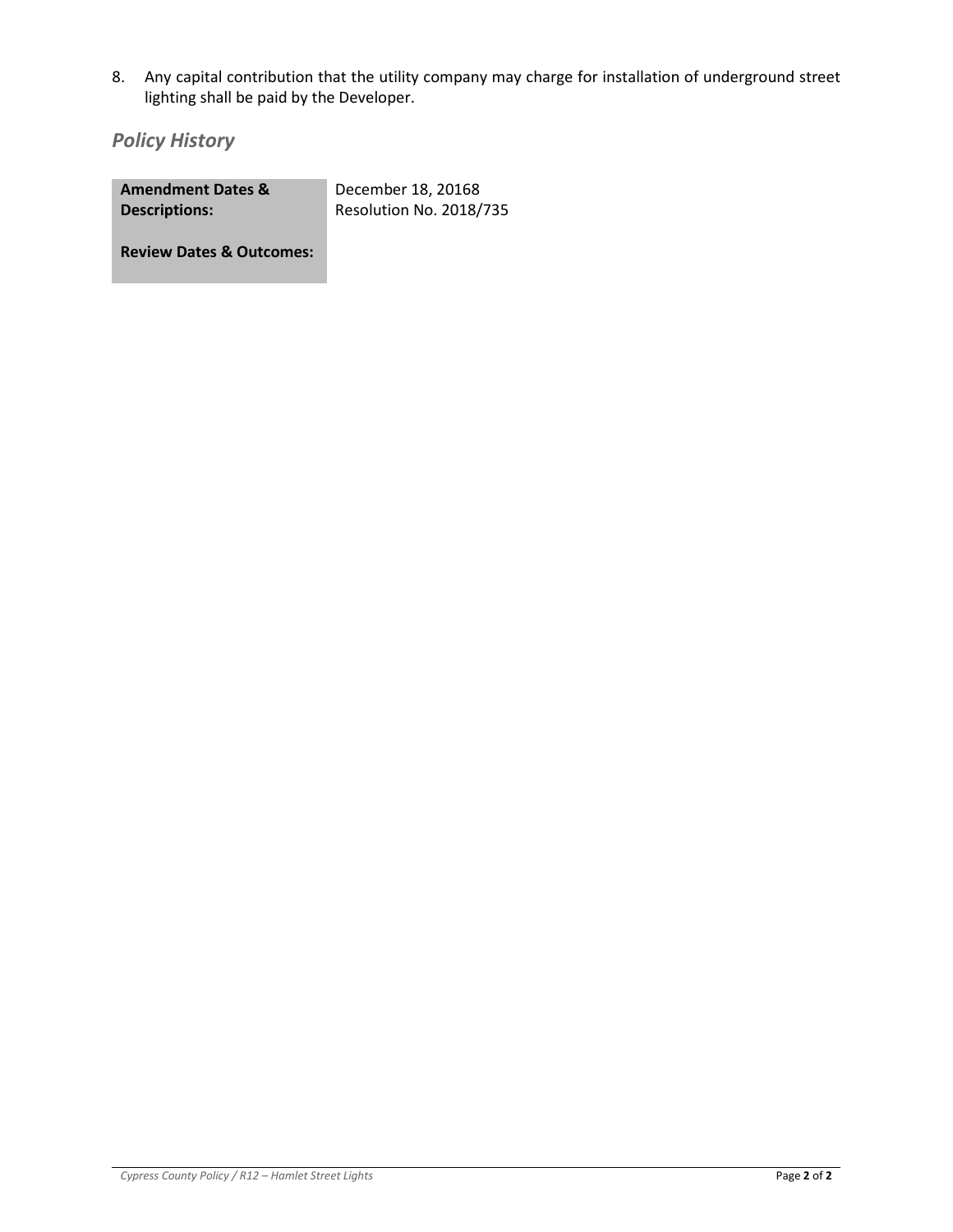8. Any capital contribution that the utility company may charge for installation of underground street lighting shall be paid by the Developer.

## *Policy History*

| | |
|---|---|
| **Amendment Dates & Descriptions:** | December 18, 20168<br>Resolution No. 2018/735 |
| **Review Dates & Outcomes:** | |